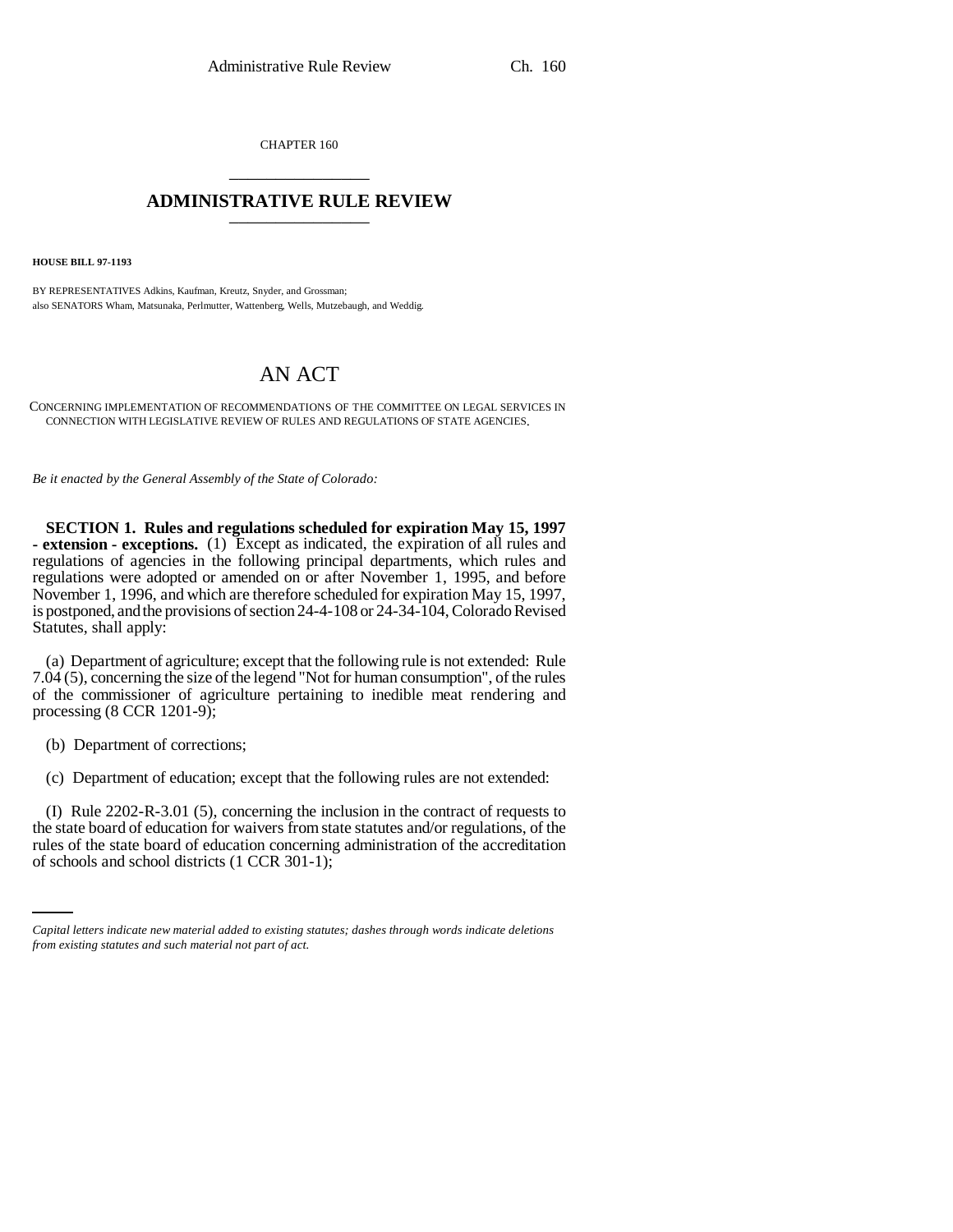CHAPTER 160

# ADMINISTRATIVE RULE REVIEW

**HOUSE BILL 97-1193**

BY REPRESENTATIVES Adkins, Kaufman, Kreutz, Snyder, and Grossman;
also SENATORS Wham, Matsunaka, Perlmutter, Wattenberg, Wells, Mutzebaugh, and Weddig.

## AN ACT

CONCERNING IMPLEMENTATION OF RECOMMENDATIONS OF THE COMMITTEE ON LEGAL SERVICES IN CONNECTION WITH LEGISLATIVE REVIEW OF RULES AND REGULATIONS OF STATE AGENCIES.

*Be it enacted by the General Assembly of the State of Colorado:*

**SECTION 1. Rules and regulations scheduled for expiration May 15, 1997 - extension - exceptions.** (1) Except as indicated, the expiration of all rules and regulations of agencies in the following principal departments, which rules and regulations were adopted or amended on or after November 1, 1995, and before November 1, 1996, and which are therefore scheduled for expiration May 15, 1997, is postponed, and the provisions of section 24-4-108 or 24-34-104, Colorado Revised Statutes, shall apply:

(a) Department of agriculture; except that the following rule is not extended: Rule 7.04 (5), concerning the size of the legend "Not for human consumption", of the rules of the commissioner of agriculture pertaining to inedible meat rendering and processing (8 CCR 1201-9);

(b) Department of corrections;

(c) Department of education; except that the following rules are not extended:

(I) Rule 2202-R-3.01 (5), concerning the inclusion in the contract of requests to the state board of education for waivers from state statutes and/or regulations, of the rules of the state board of education concerning administration of the accreditation of schools and school districts (1 CCR 301-1);

*Capital letters indicate new material added to existing statutes; dashes through words indicate deletions from existing statutes and such material not part of act.*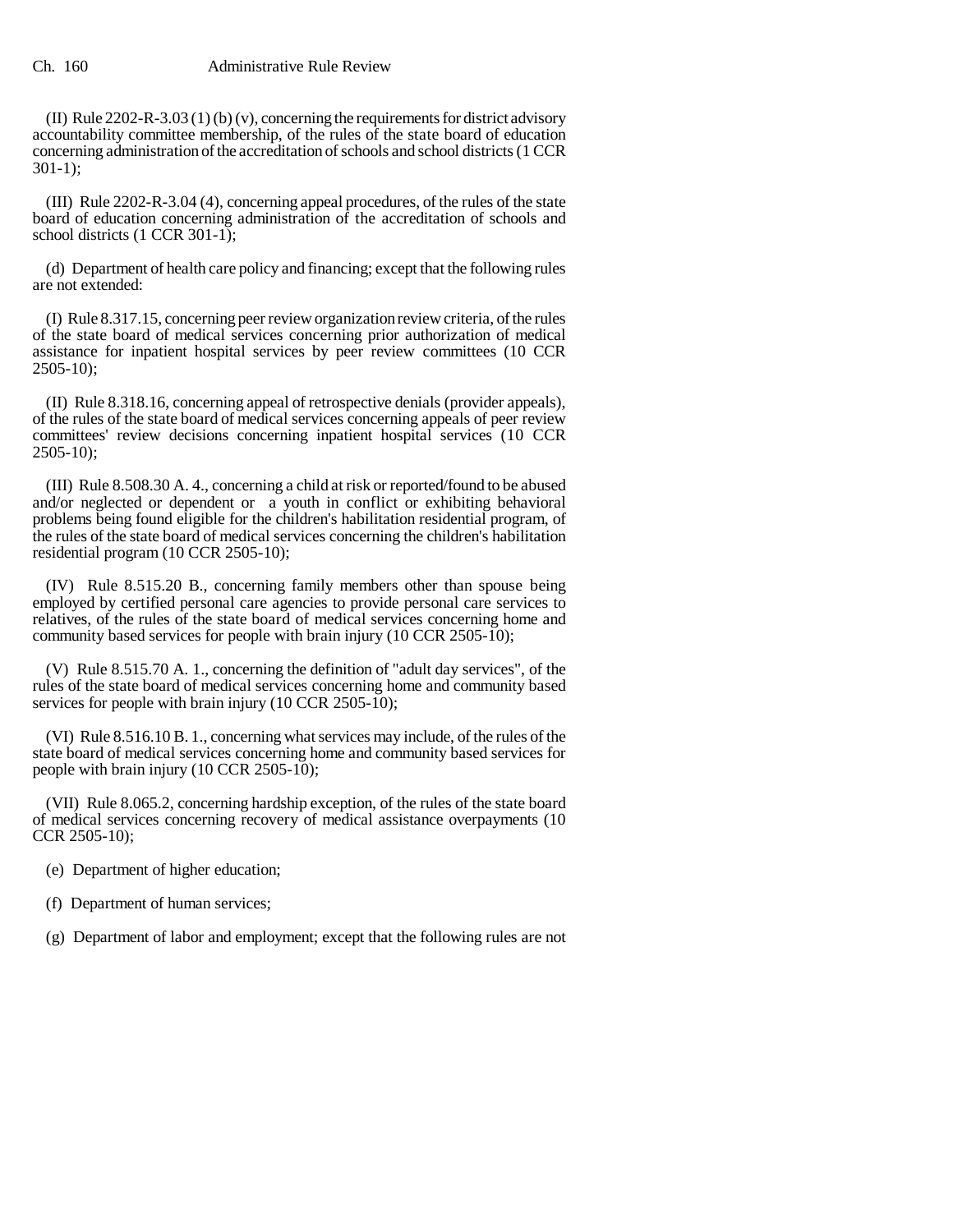(II) Rule 2202-R-3.03 (1) (b) (v), concerning the requirements for district advisory accountability committee membership, of the rules of the state board of education concerning administration of the accreditation of schools and school districts (1 CCR 301-1);

(III) Rule 2202-R-3.04 (4), concerning appeal procedures, of the rules of the state board of education concerning administration of the accreditation of schools and school districts (1 CCR 301-1);

(d) Department of health care policy and financing; except that the following rules are not extended:

(I) Rule 8.317.15, concerning peer review organization review criteria, of the rules of the state board of medical services concerning prior authorization of medical assistance for inpatient hospital services by peer review committees (10 CCR 2505-10);

(II) Rule 8.318.16, concerning appeal of retrospective denials (provider appeals), of the rules of the state board of medical services concerning appeals of peer review committees' review decisions concerning inpatient hospital services (10 CCR 2505-10);

(III) Rule 8.508.30 A. 4., concerning a child at risk or reported/found to be abused and/or neglected or dependent or a youth in conflict or exhibiting behavioral problems being found eligible for the children's habilitation residential program, of the rules of the state board of medical services concerning the children's habilitation residential program (10 CCR 2505-10);

(IV) Rule 8.515.20 B., concerning family members other than spouse being employed by certified personal care agencies to provide personal care services to relatives, of the rules of the state board of medical services concerning home and community based services for people with brain injury (10 CCR 2505-10);

(V) Rule 8.515.70 A. 1., concerning the definition of "adult day services", of the rules of the state board of medical services concerning home and community based services for people with brain injury (10 CCR 2505-10);

(VI) Rule 8.516.10 B. 1., concerning what services may include, of the rules of the state board of medical services concerning home and community based services for people with brain injury (10 CCR 2505-10);

(VII) Rule 8.065.2, concerning hardship exception, of the rules of the state board of medical services concerning recovery of medical assistance overpayments (10 CCR 2505-10);

(e) Department of higher education;

(f) Department of human services;

(g) Department of labor and employment; except that the following rules are not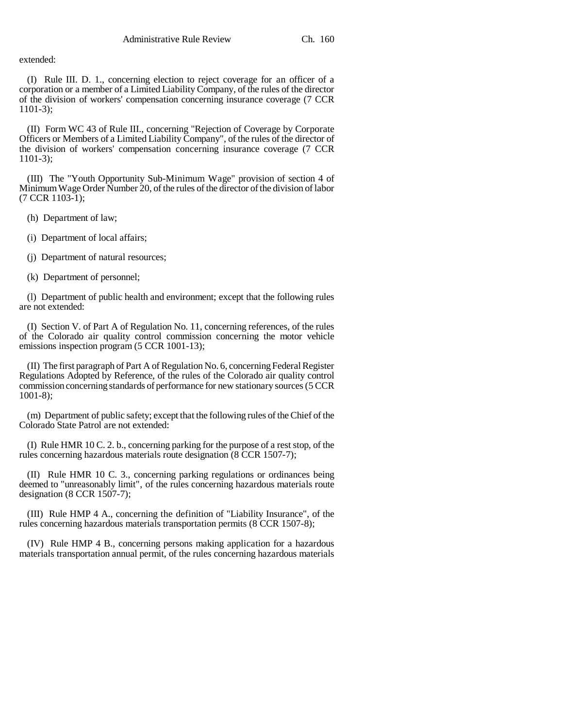extended:

(I) Rule III. D. 1., concerning election to reject coverage for an officer of a corporation or a member of a Limited Liability Company, of the rules of the director of the division of workers' compensation concerning insurance coverage (7 CCR 1101-3);

(II) Form WC 43 of Rule III., concerning "Rejection of Coverage by Corporate Officers or Members of a Limited Liability Company", of the rules of the director of the division of workers' compensation concerning insurance coverage (7 CCR 1101-3);

(III) The "Youth Opportunity Sub-Minimum Wage" provision of section 4 of Minimum Wage Order Number 20, of the rules of the director of the division of labor (7 CCR 1103-1);

(h) Department of law;

(i) Department of local affairs;

(j) Department of natural resources;

(k) Department of personnel;

(l) Department of public health and environment; except that the following rules are not extended:

(I) Section V. of Part A of Regulation No. 11, concerning references, of the rules of the Colorado air quality control commission concerning the motor vehicle emissions inspection program (5 CCR 1001-13);

(II) The first paragraph of Part A of Regulation No. 6, concerning Federal Register Regulations Adopted by Reference, of the rules of the Colorado air quality control commission concerning standards of performance for new stationary sources (5 CCR 1001-8);

(m) Department of public safety; except that the following rules of the Chief of the Colorado State Patrol are not extended:

(I) Rule HMR 10 C. 2. b., concerning parking for the purpose of a rest stop, of the rules concerning hazardous materials route designation (8 CCR 1507-7);

(II) Rule HMR 10 C. 3., concerning parking regulations or ordinances being deemed to "unreasonably limit", of the rules concerning hazardous materials route designation (8 CCR 1507-7);

(III) Rule HMP 4 A., concerning the definition of "Liability Insurance", of the rules concerning hazardous materials transportation permits (8 CCR 1507-8);

(IV) Rule HMP 4 B., concerning persons making application for a hazardous materials transportation annual permit, of the rules concerning hazardous materials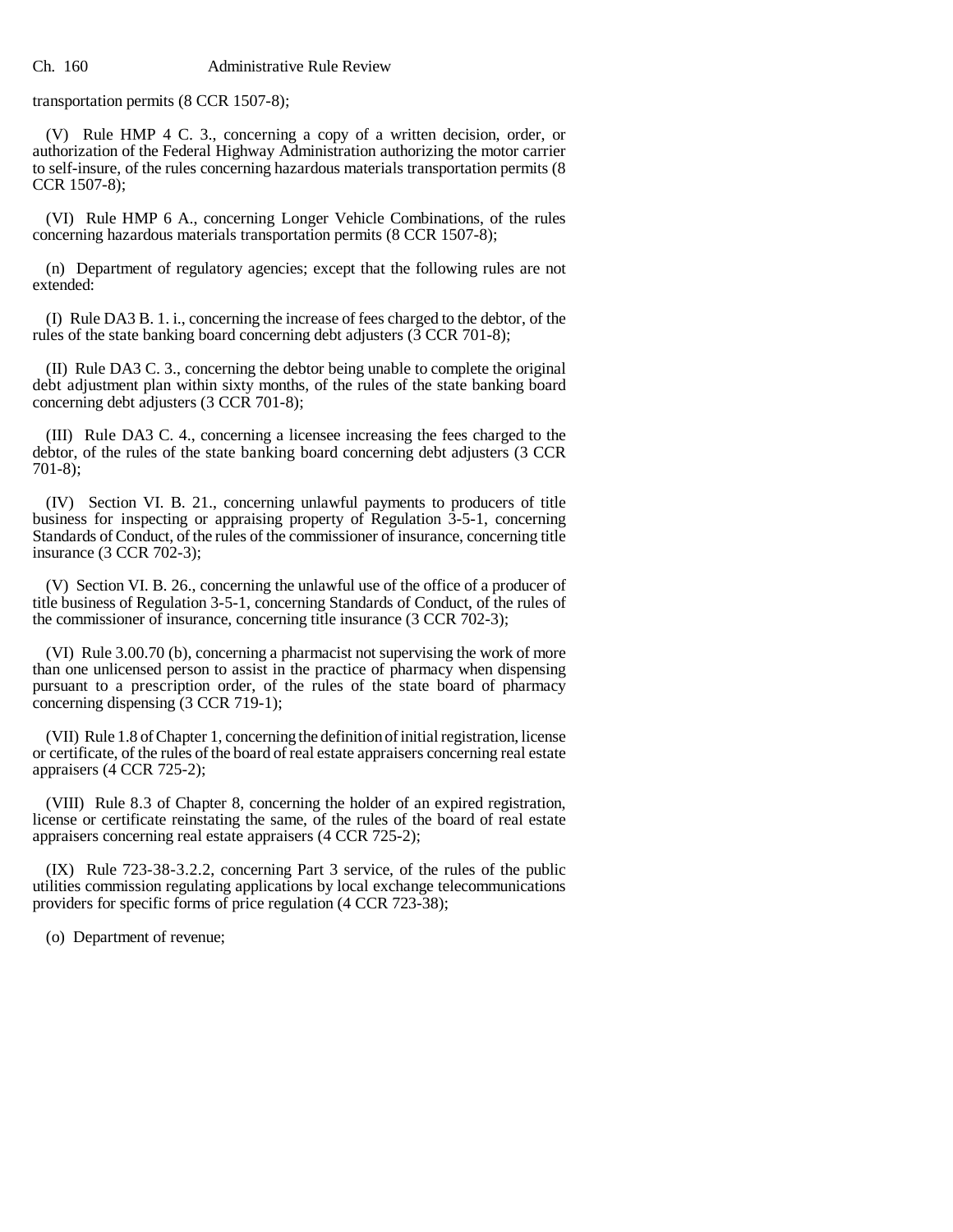transportation permits (8 CCR 1507-8);

(V) Rule HMP 4 C. 3., concerning a copy of a written decision, order, or authorization of the Federal Highway Administration authorizing the motor carrier to self-insure, of the rules concerning hazardous materials transportation permits (8 CCR 1507-8);

(VI) Rule HMP 6 A., concerning Longer Vehicle Combinations, of the rules concerning hazardous materials transportation permits (8 CCR 1507-8);

(n) Department of regulatory agencies; except that the following rules are not extended:

(I) Rule DA3 B. 1. i., concerning the increase of fees charged to the debtor, of the rules of the state banking board concerning debt adjusters (3 CCR 701-8);

(II) Rule DA3 C. 3., concerning the debtor being unable to complete the original debt adjustment plan within sixty months, of the rules of the state banking board concerning debt adjusters (3 CCR 701-8);

(III) Rule DA3 C. 4., concerning a licensee increasing the fees charged to the debtor, of the rules of the state banking board concerning debt adjusters (3 CCR 701-8);

(IV) Section VI. B. 21., concerning unlawful payments to producers of title business for inspecting or appraising property of Regulation 3-5-1, concerning Standards of Conduct, of the rules of the commissioner of insurance, concerning title insurance (3 CCR 702-3);

(V) Section VI. B. 26., concerning the unlawful use of the office of a producer of title business of Regulation 3-5-1, concerning Standards of Conduct, of the rules of the commissioner of insurance, concerning title insurance (3 CCR 702-3);

(VI) Rule 3.00.70 (b), concerning a pharmacist not supervising the work of more than one unlicensed person to assist in the practice of pharmacy when dispensing pursuant to a prescription order, of the rules of the state board of pharmacy concerning dispensing (3 CCR 719-1);

(VII) Rule 1.8 of Chapter 1, concerning the definition of initial registration, license or certificate, of the rules of the board of real estate appraisers concerning real estate appraisers (4 CCR 725-2);

(VIII) Rule 8.3 of Chapter 8, concerning the holder of an expired registration, license or certificate reinstating the same, of the rules of the board of real estate appraisers concerning real estate appraisers (4 CCR 725-2);

(IX) Rule 723-38-3.2.2, concerning Part 3 service, of the rules of the public utilities commission regulating applications by local exchange telecommunications providers for specific forms of price regulation (4 CCR 723-38);

(o) Department of revenue;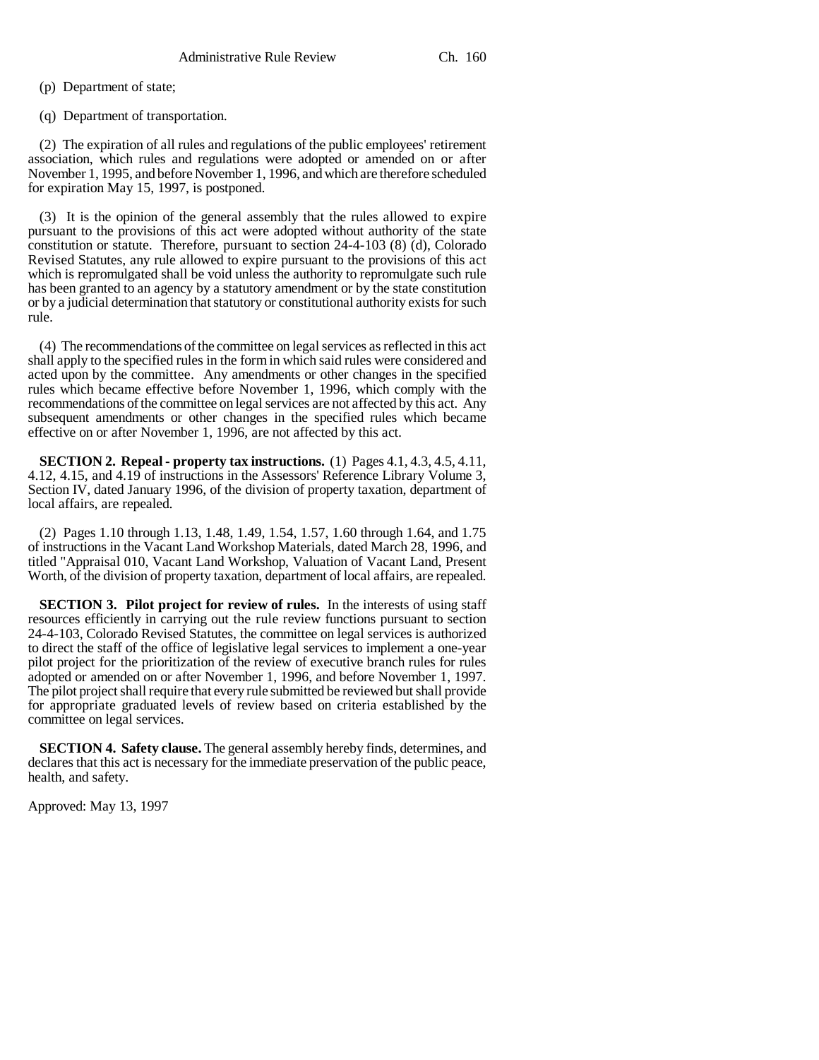(p) Department of state;

(q) Department of transportation.

(2) The expiration of all rules and regulations of the public employees' retirement association, which rules and regulations were adopted or amended on or after November 1, 1995, and before November 1, 1996, and which are therefore scheduled for expiration May 15, 1997, is postponed.

(3) It is the opinion of the general assembly that the rules allowed to expire pursuant to the provisions of this act were adopted without authority of the state constitution or statute. Therefore, pursuant to section 24-4-103 (8) (d), Colorado Revised Statutes, any rule allowed to expire pursuant to the provisions of this act which is repromulgated shall be void unless the authority to repromulgate such rule has been granted to an agency by a statutory amendment or by the state constitution or by a judicial determination that statutory or constitutional authority exists for such rule.

(4) The recommendations of the committee on legal services as reflected in this act shall apply to the specified rules in the form in which said rules were considered and acted upon by the committee. Any amendments or other changes in the specified rules which became effective before November 1, 1996, which comply with the recommendations of the committee on legal services are not affected by this act. Any subsequent amendments or other changes in the specified rules which became effective on or after November 1, 1996, are not affected by this act.

**SECTION 2. Repeal - property tax instructions.** (1) Pages 4.1, 4.3, 4.5, 4.11, 4.12, 4.15, and 4.19 of instructions in the Assessors' Reference Library Volume 3, Section IV, dated January 1996, of the division of property taxation, department of local affairs, are repealed.

(2) Pages 1.10 through 1.13, 1.48, 1.49, 1.54, 1.57, 1.60 through 1.64, and 1.75 of instructions in the Vacant Land Workshop Materials, dated March 28, 1996, and titled "Appraisal 010, Vacant Land Workshop, Valuation of Vacant Land, Present Worth, of the division of property taxation, department of local affairs, are repealed.

**SECTION 3. Pilot project for review of rules.** In the interests of using staff resources efficiently in carrying out the rule review functions pursuant to section 24-4-103, Colorado Revised Statutes, the committee on legal services is authorized to direct the staff of the office of legislative legal services to implement a one-year pilot project for the prioritization of the review of executive branch rules for rules adopted or amended on or after November 1, 1996, and before November 1, 1997. The pilot project shall require that every rule submitted be reviewed but shall provide for appropriate graduated levels of review based on criteria established by the committee on legal services.

**SECTION 4. Safety clause.** The general assembly hereby finds, determines, and declares that this act is necessary for the immediate preservation of the public peace, health, and safety.

Approved: May 13, 1997